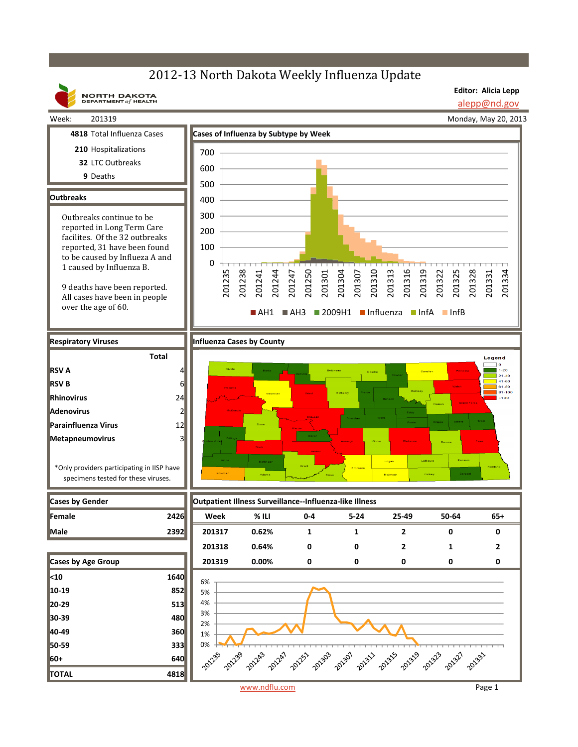# 2012-13 North Dakota Weekly Influenza Update

NORTH DAKOTA DEPARTMENT of HEALTH

**Editor: Alicia Lepp**
alepp@nd.gov

Week: 201319

Monday, May 20, 2013

**4818** Total Influenza Cases
**210** Hospitalizations
**32** LTC Outbreaks
**9** Deaths

## Outbreaks

Outbreaks continue to be reported in Long Term Care facilites. Of the 32 outbreaks reported, 31 have been found to be caused by Influeza A and 1 caused by Influenza B.

9 deaths have been reported. All cases have been in people over the age of 60.

## Cases of Influenza by Subtype by Week

AH1, AH3, 2009H1, Influenza, InfA, InfB

## Respiratory Viruses

| | Total |
|---|---|
| RSV A | 4 |
| RSV B | 6 |
| Rhinovirus | 24 |
| Adenovirus | 2 |
| Parainfluenza Virus | 12 |
| Metapneumovirus | 3 |

*Only providers participating in IISP have specimens tested for these viruses.

## Influenza Cases by County

Legend: 0, 1-20, 21-40, 41-60, 61-80, 81-100, +100

## Cases by Gender

| | |
|---|---|
| Female | 2426 |
| Male | 2392 |

## Cases by Age Group

| | |
|---|---|
| <10 | 1640 |
| 10-19 | 852 |
| 20-29 | 513 |
| 30-39 | 480 |
| 40-49 | 360 |
| 50-59 | 333 |
| 60+ | 640 |
| TOTAL | 4818 |

## Outpatient Illness Surveillance--Influenza-like Illness

| Week | % ILI | 0-4 | 5-24 | 25-49 | 50-64 | 65+ |
|---|---|---|---|---|---|---|
| 201317 | 0.62% | 1 | 1 | 2 | 0 | 0 |
| 201318 | 0.64% | 0 | 0 | 2 | 1 | 2 |
| 201319 | 0.00% | 0 | 0 | 0 | 0 | 0 |

www.ndflu.com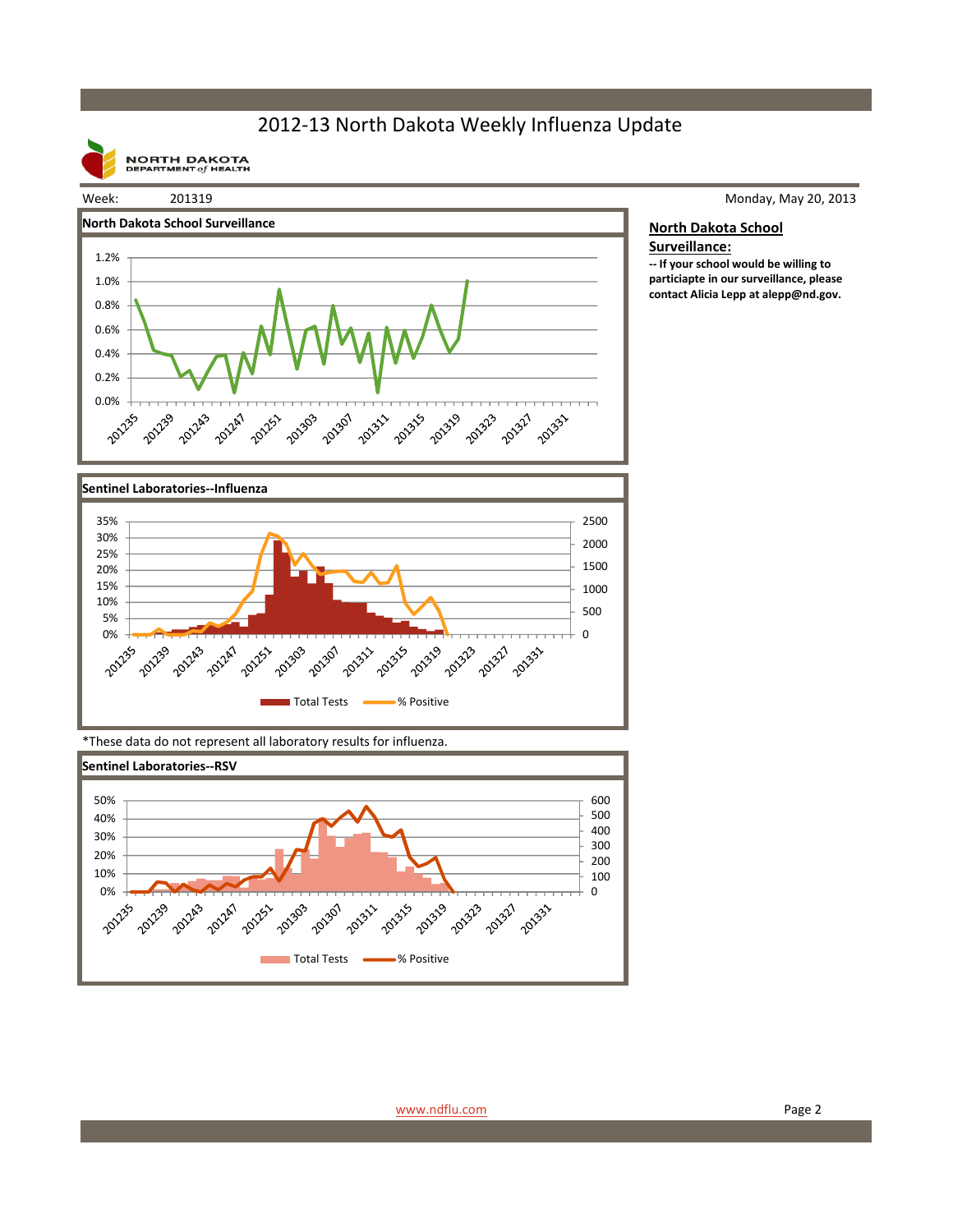# 2012-13 North Dakota Weekly Influenza Update

NORTH DAKOTA DEPARTMENT of HEALTH

Week: 201319

Monday, May 20, 2013

## North Dakota School Surveillance

1.2%
1.0%
0.8%
0.6%
0.4%
0.2%
0.0%

201235 201239 201243 201247 201251 201303 201307 201311 201315 201319 201323 201327 201331

## North Dakota School Surveillance:

**-- If your school would be willing to particiapte in our surveillance, please contact Alicia Lepp at alepp@nd.gov.**

## Sentinel Laboratories--Influenza

35%
30%
25%
20%
15%
10%
5%
0%

2500
2000
1500
1000
500
0

201235 201239 201243 201247 201251 201303 201307 201311 201315 201319 201323 201327 201331

Total Tests
% Positive

*These data do not represent all laboratory results for influenza.

## Sentinel Laboratories--RSV

50%
40%
30%
20%
10%
0%

600
500
400
300
200
100
0

201235 201239 201243 201247 201251 201303 201307 201311 201315 201319 201323 201327 201331

Total Tests
% Positive

www.ndflu.com